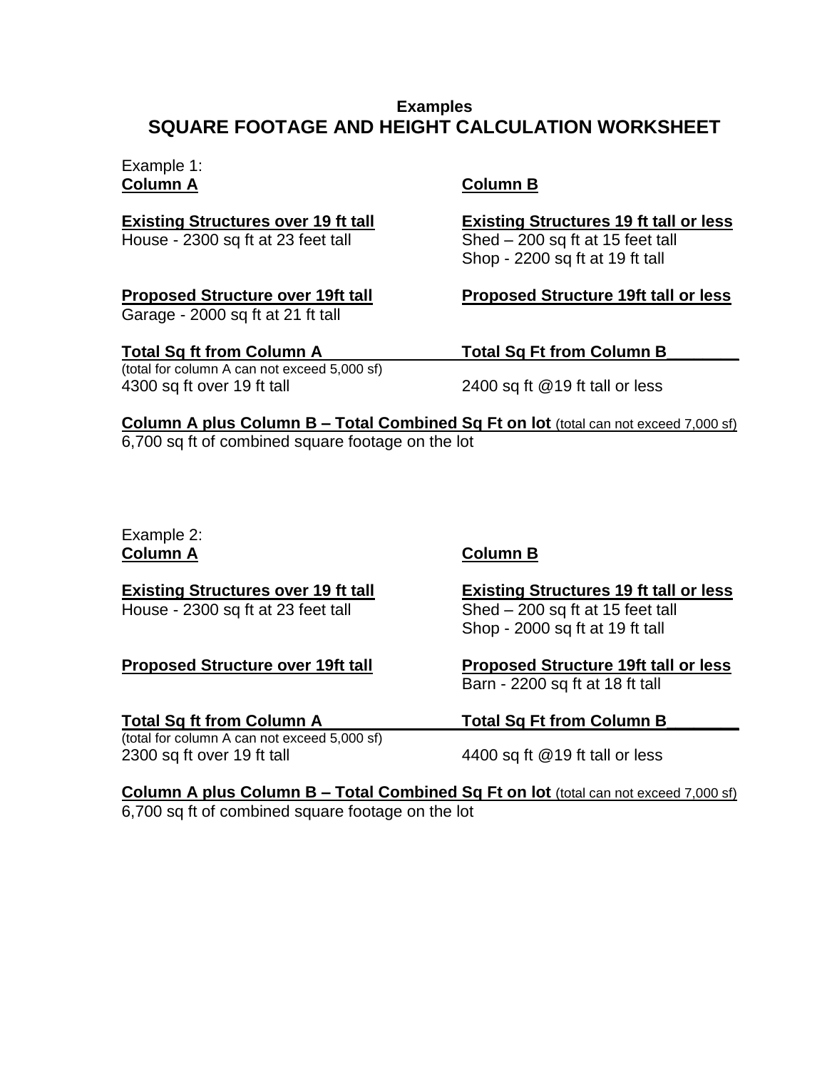### Examples

## SQUARE FOOTAGE AND HEIGHT CALCULATION WORKSHEET

Example 1:

**Column A**

**Existing Structures over 19 ft tall**

House - 2300 sq ft at 23 feet tall

**Proposed Structure over 19ft tall**

Garage - 2000 sq ft at 21 ft tall

**Total Sq ft from Column A**

(total for column A can not exceed 5,000 sf)

4300 sq ft over 19 ft tall

**Column B**

**Existing Structures 19 ft tall or less**

Shed – 200 sq ft at 15 feet tall

Shop - 2200 sq ft at 19 ft tall

**Proposed Structure 19ft tall or less**

**Total Sq Ft from Column B________**

2400 sq ft @19 ft tall or less

**Column A plus Column B – Total Combined Sq Ft on lot** (total can not exceed 7,000 sf)

6,700 sq ft of combined square footage on the lot

Example 2:

**Column A**

**Existing Structures over 19 ft tall**

House - 2300 sq ft at 23 feet tall

**Proposed Structure over 19ft tall**

**Total Sq ft from Column A**

(total for column A can not exceed 5,000 sf)

2300 sq ft over 19 ft tall

**Column B**

**Existing Structures 19 ft tall or less**

Shed – 200 sq ft at 15 feet tall

Shop - 2000 sq ft at 19 ft tall

**Proposed Structure 19ft tall or less**

Barn - 2200 sq ft at 18 ft tall

**Total Sq Ft from Column B________**

4400 sq ft @19 ft tall or less

**Column A plus Column B – Total Combined Sq Ft on lot** (total can not exceed 7,000 sf)

6,700 sq ft of combined square footage on the lot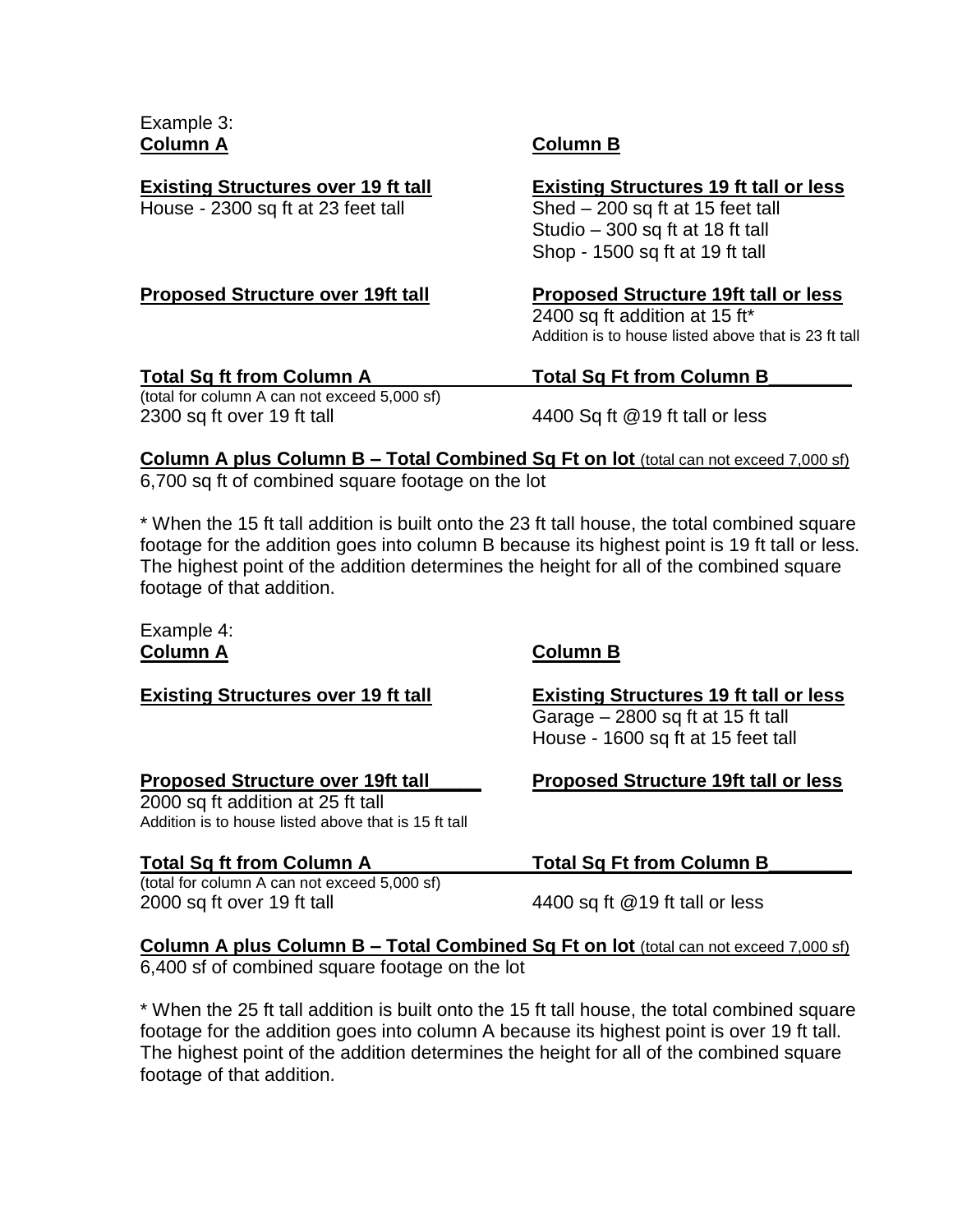Example 3:

| **Column A** | **Column B** |
| --- | --- |
| **Existing Structures over 19 ft tall** | **Existing Structures 19 ft tall or less** |
| House - 2300 sq ft at 23 feet tall | Shed – 200 sq ft at 15 feet tall<br>Studio – 300 sq ft at 18 ft tall<br>Shop - 1500 sq ft at 19 ft tall |
| **Proposed Structure over 19ft tall** | **Proposed Structure 19ft tall or less** |
| | 2400 sq ft addition at 15 ft*<br>Addition is to house listed above that is 23 ft tall |
| **Total Sq ft from Column A**<br>(total for column A can not exceed 5,000 sf) | **Total Sq Ft from Column B________** |
| 2300 sq ft over 19 ft tall | 4400 Sq ft @19 ft tall or less |

**Column A plus Column B – Total Combined Sq Ft on lot** (total can not exceed 7,000 sf)
6,700 sq ft of combined square footage on the lot

* When the 15 ft tall addition is built onto the 23 ft tall house, the total combined square footage for the addition goes into column B because its highest point is 19 ft tall or less. The highest point of the addition determines the height for all of the combined square footage of that addition.

Example 4:

| **Column A** | **Column B** |
| --- | --- |
| **Existing Structures over 19 ft tall** | **Existing Structures 19 ft tall or less** |
| | Garage – 2800 sq ft at 15 ft tall<br>House - 1600 sq ft at 15 feet tall |
| **Proposed Structure over 19ft tall_____** | **Proposed Structure 19ft tall or less** |
| 2000 sq ft addition at 25 ft tall<br>Addition is to house listed above that is 15 ft tall | |
| **Total Sq ft from Column A**<br>(total for column A can not exceed 5,000 sf) | **Total Sq Ft from Column B________** |
| 2000 sq ft over 19 ft tall | 4400 sq ft @19 ft tall or less |

**Column A plus Column B – Total Combined Sq Ft on lot** (total can not exceed 7,000 sf)
6,400 sf of combined square footage on the lot

* When the 25 ft tall addition is built onto the 15 ft tall house, the total combined square footage for the addition goes into column A because its highest point is over 19 ft tall. The highest point of the addition determines the height for all of the combined square footage of that addition.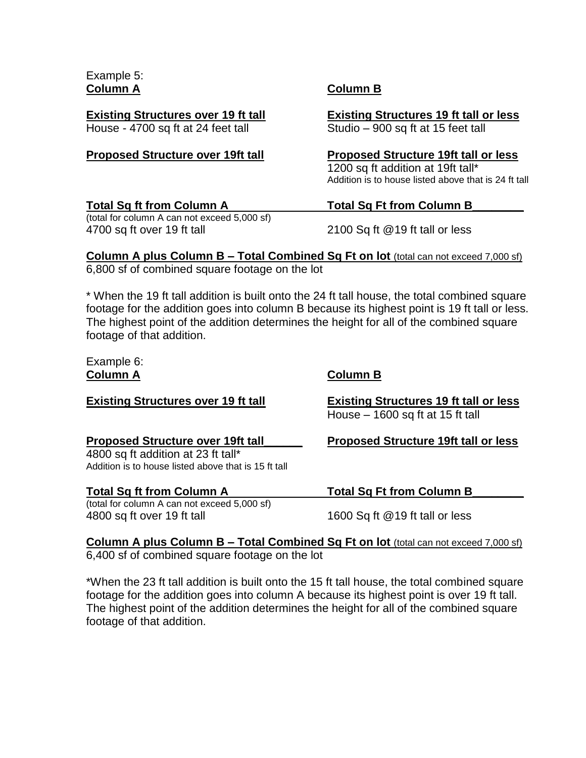Example 5:

| **Column A** | **Column B** |
|---|---|
| **Existing Structures over 19 ft tall** | **Existing Structures 19 ft tall or less** |
| House - 4700 sq ft at 24 feet tall | Studio – 900 sq ft at 15 feet tall |
| **Proposed Structure over 19ft tall** | **Proposed Structure 19ft tall or less** |
| | 1200 sq ft addition at 19ft tall* <br> Addition is to house listed above that is 24 ft tall |
| **Total Sq ft from Column A** <br> (total for column A can not exceed 5,000 sf) | **Total Sq Ft from Column B________** |
| 4700 sq ft over 19 ft tall | 2100 Sq ft @19 ft tall or less |

**Column A plus Column B – Total Combined Sq Ft on lot** (total can not exceed 7,000 sf)
6,800 sf of combined square footage on the lot

* When the 19 ft tall addition is built onto the 24 ft tall house, the total combined square footage for the addition goes into column B because its highest point is 19 ft tall or less. The highest point of the addition determines the height for all of the combined square footage of that addition.

Example 6:

| **Column A** | **Column B** |
|---|---|
| **Existing Structures over 19 ft tall** | **Existing Structures 19 ft tall or less** |
| | House – 1600 sq ft at 15 ft tall |
| **Proposed Structure over 19ft tall______** | **Proposed Structure 19ft tall or less** |
| 4800 sq ft addition at 23 ft tall* <br> Addition is to house listed above that is 15 ft tall | |
| **Total Sq ft from Column A** <br> (total for column A can not exceed 5,000 sf) | **Total Sq Ft from Column B________** |
| 4800 sq ft over 19 ft tall | 1600 Sq ft @19 ft tall or less |

**Column A plus Column B – Total Combined Sq Ft on lot** (total can not exceed 7,000 sf)
6,400 sf of combined square footage on the lot

*When the 23 ft tall addition is built onto the 15 ft tall house, the total combined square footage for the addition goes into column A because its highest point is over 19 ft tall. The highest point of the addition determines the height for all of the combined square footage of that addition.